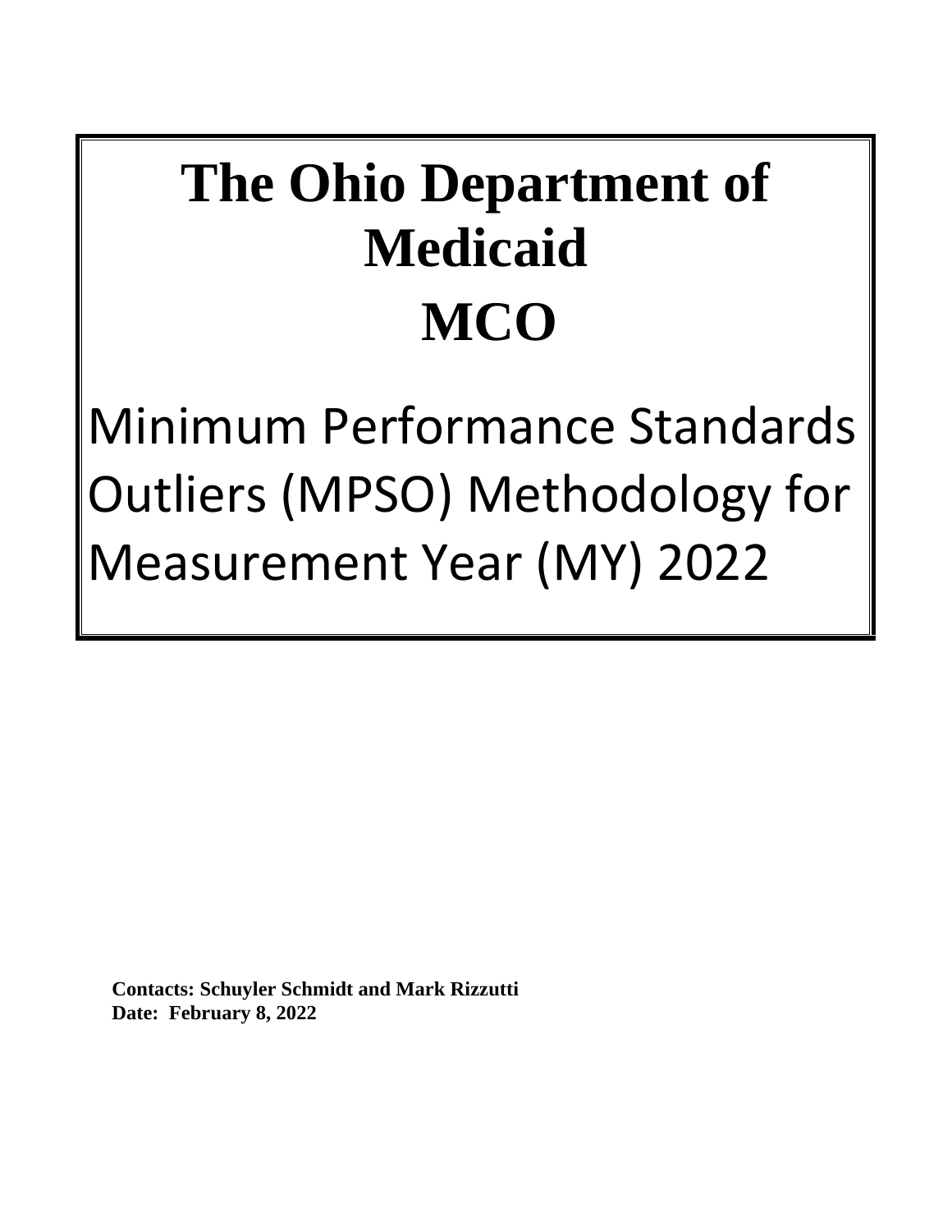# The Ohio Department of Medicaid

# MCO

# Minimum Performance Standards Outliers (MPSO) Methodology for Measurement Year (MY) 2022

**Contacts: Schuyler Schmidt and Mark Rizzutti**
**Date: February 8, 2022**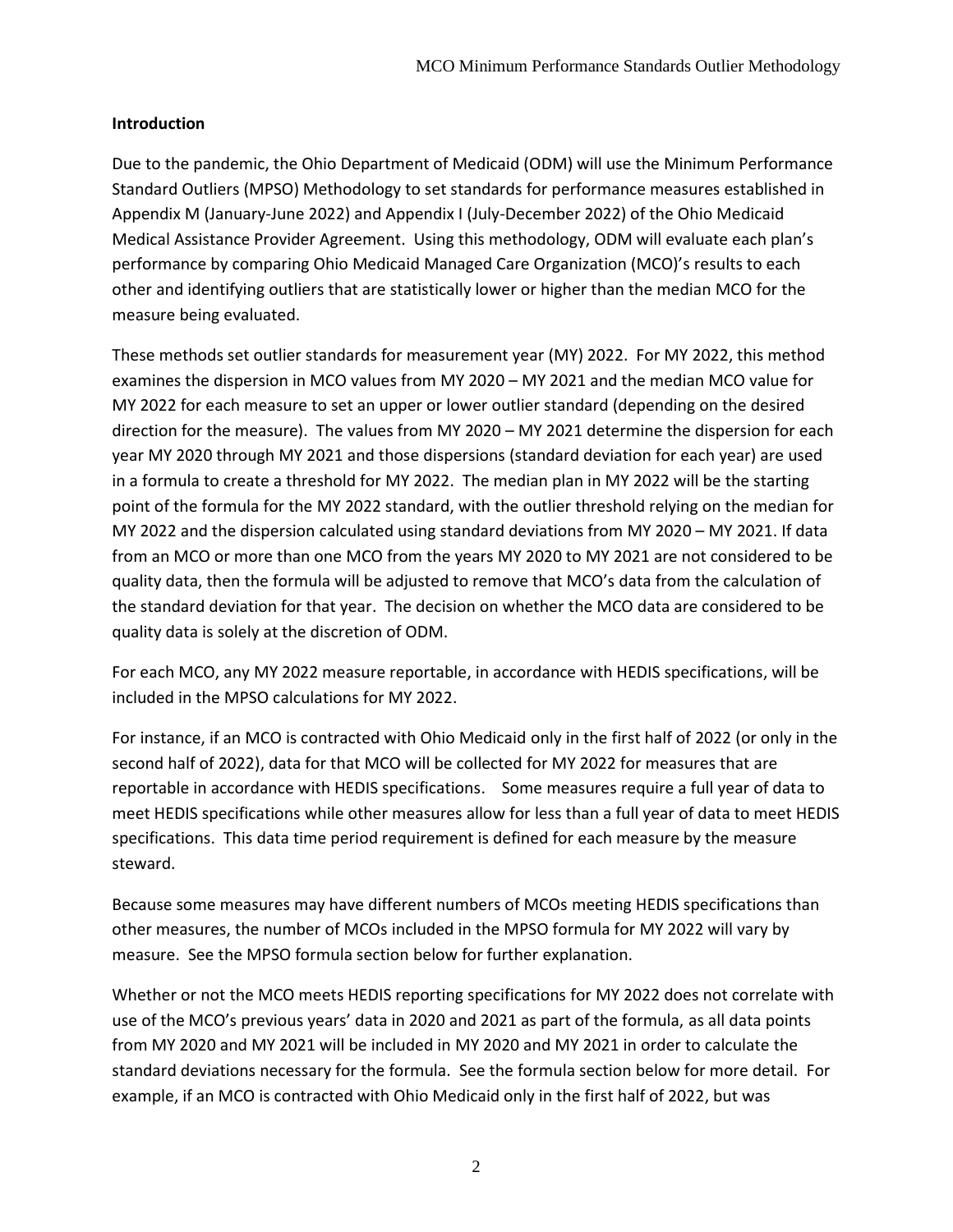**Introduction**

Due to the pandemic, the Ohio Department of Medicaid (ODM) will use the Minimum Performance Standard Outliers (MPSO) Methodology to set standards for performance measures established in Appendix M (January-June 2022) and Appendix I (July-December 2022) of the Ohio Medicaid Medical Assistance Provider Agreement. Using this methodology, ODM will evaluate each plan's performance by comparing Ohio Medicaid Managed Care Organization (MCO)'s results to each other and identifying outliers that are statistically lower or higher than the median MCO for the measure being evaluated.

These methods set outlier standards for measurement year (MY) 2022. For MY 2022, this method examines the dispersion in MCO values from MY 2020 – MY 2021 and the median MCO value for MY 2022 for each measure to set an upper or lower outlier standard (depending on the desired direction for the measure). The values from MY 2020 – MY 2021 determine the dispersion for each year MY 2020 through MY 2021 and those dispersions (standard deviation for each year) are used in a formula to create a threshold for MY 2022. The median plan in MY 2022 will be the starting point of the formula for the MY 2022 standard, with the outlier threshold relying on the median for MY 2022 and the dispersion calculated using standard deviations from MY 2020 – MY 2021. If data from an MCO or more than one MCO from the years MY 2020 to MY 2021 are not considered to be quality data, then the formula will be adjusted to remove that MCO's data from the calculation of the standard deviation for that year. The decision on whether the MCO data are considered to be quality data is solely at the discretion of ODM.

For each MCO, any MY 2022 measure reportable, in accordance with HEDIS specifications, will be included in the MPSO calculations for MY 2022.

For instance, if an MCO is contracted with Ohio Medicaid only in the first half of 2022 (or only in the second half of 2022), data for that MCO will be collected for MY 2022 for measures that are reportable in accordance with HEDIS specifications. Some measures require a full year of data to meet HEDIS specifications while other measures allow for less than a full year of data to meet HEDIS specifications. This data time period requirement is defined for each measure by the measure steward.

Because some measures may have different numbers of MCOs meeting HEDIS specifications than other measures, the number of MCOs included in the MPSO formula for MY 2022 will vary by measure. See the MPSO formula section below for further explanation.

Whether or not the MCO meets HEDIS reporting specifications for MY 2022 does not correlate with use of the MCO's previous years' data in 2020 and 2021 as part of the formula, as all data points from MY 2020 and MY 2021 will be included in MY 2020 and MY 2021 in order to calculate the standard deviations necessary for the formula. See the formula section below for more detail. For example, if an MCO is contracted with Ohio Medicaid only in the first half of 2022, but was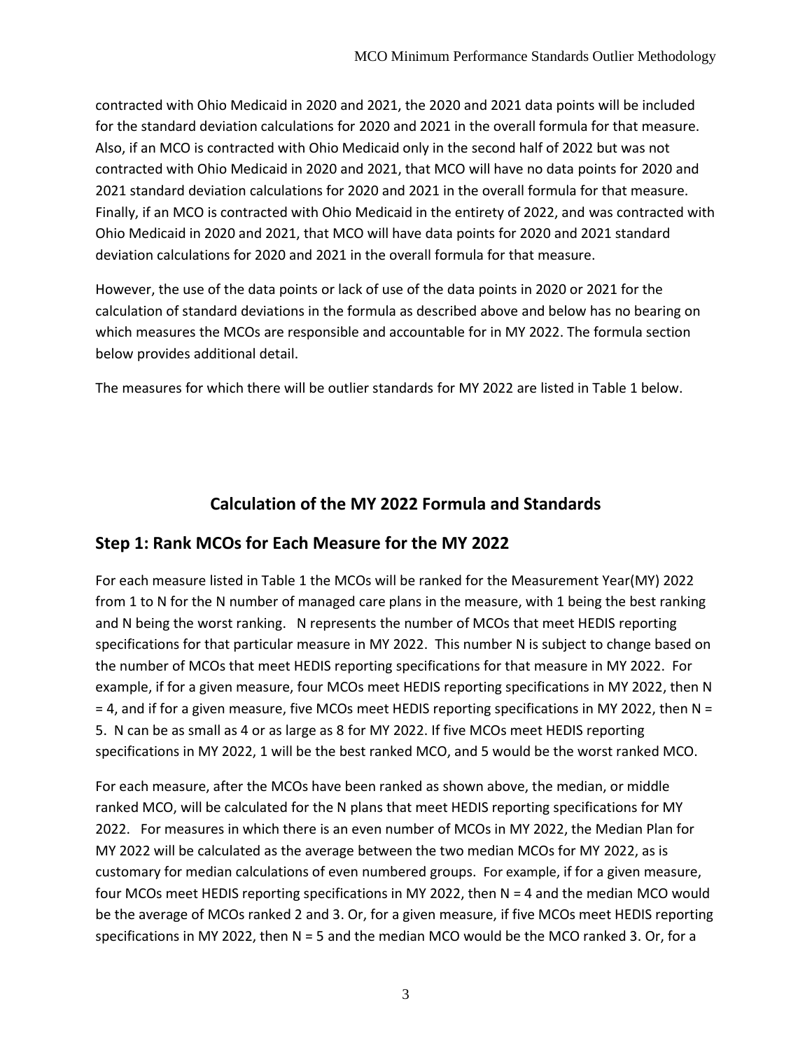contracted with Ohio Medicaid in 2020 and 2021, the 2020 and 2021 data points will be included for the standard deviation calculations for 2020 and 2021 in the overall formula for that measure. Also, if an MCO is contracted with Ohio Medicaid only in the second half of 2022 but was not contracted with Ohio Medicaid in 2020 and 2021, that MCO will have no data points for 2020 and 2021 standard deviation calculations for 2020 and 2021 in the overall formula for that measure. Finally, if an MCO is contracted with Ohio Medicaid in the entirety of 2022, and was contracted with Ohio Medicaid in 2020 and 2021, that MCO will have data points for 2020 and 2021 standard deviation calculations for 2020 and 2021 in the overall formula for that measure.

However, the use of the data points or lack of use of the data points in 2020 or 2021 for the calculation of standard deviations in the formula as described above and below has no bearing on which measures the MCOs are responsible and accountable for in MY 2022. The formula section below provides additional detail.

The measures for which there will be outlier standards for MY 2022 are listed in Table 1 below.

# Calculation of the MY 2022 Formula and Standards

## Step 1: Rank MCOs for Each Measure for the MY 2022

For each measure listed in Table 1 the MCOs will be ranked for the Measurement Year(MY) 2022 from 1 to N for the N number of managed care plans in the measure, with 1 being the best ranking and N being the worst ranking. N represents the number of MCOs that meet HEDIS reporting specifications for that particular measure in MY 2022. This number N is subject to change based on the number of MCOs that meet HEDIS reporting specifications for that measure in MY 2022. For example, if for a given measure, four MCOs meet HEDIS reporting specifications in MY 2022, then N = 4, and if for a given measure, five MCOs meet HEDIS reporting specifications in MY 2022, then N = 5. N can be as small as 4 or as large as 8 for MY 2022. If five MCOs meet HEDIS reporting specifications in MY 2022, 1 will be the best ranked MCO, and 5 would be the worst ranked MCO.

For each measure, after the MCOs have been ranked as shown above, the median, or middle ranked MCO, will be calculated for the N plans that meet HEDIS reporting specifications for MY 2022. For measures in which there is an even number of MCOs in MY 2022, the Median Plan for MY 2022 will be calculated as the average between the two median MCOs for MY 2022, as is customary for median calculations of even numbered groups. For example, if for a given measure, four MCOs meet HEDIS reporting specifications in MY 2022, then N = 4 and the median MCO would be the average of MCOs ranked 2 and 3. Or, for a given measure, if five MCOs meet HEDIS reporting specifications in MY 2022, then N = 5 and the median MCO would be the MCO ranked 3. Or, for a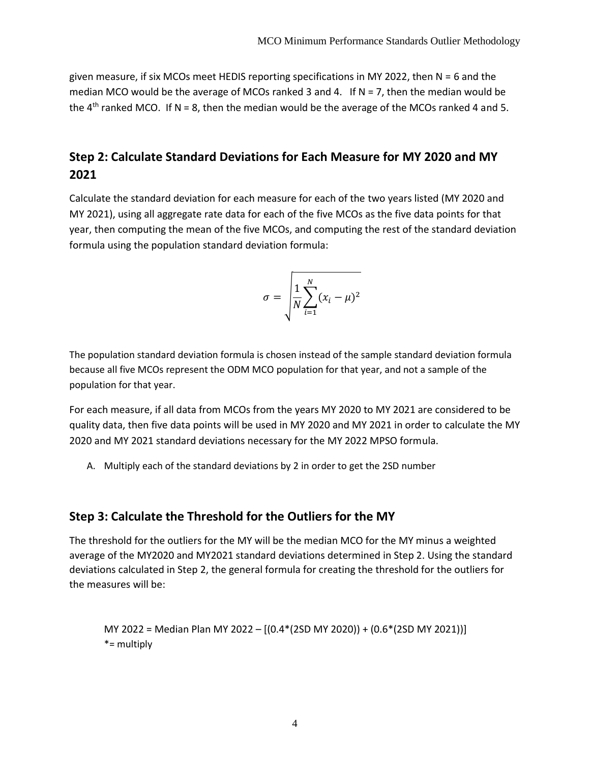given measure, if six MCOs meet HEDIS reporting specifications in MY 2022, then N = 6 and the median MCO would be the average of MCOs ranked 3 and 4. If N = 7, then the median would be the 4th ranked MCO. If N = 8, then the median would be the average of the MCOs ranked 4 and 5.

## Step 2: Calculate Standard Deviations for Each Measure for MY 2020 and MY 2021

Calculate the standard deviation for each measure for each of the two years listed (MY 2020 and MY 2021), using all aggregate rate data for each of the five MCOs as the five data points for that year, then computing the mean of the five MCOs, and computing the rest of the standard deviation formula using the population standard deviation formula:

$$\sigma = \sqrt{\frac{1}{N}\sum_{i=1}^{N}(x_i - \mu)^2}$$

The population standard deviation formula is chosen instead of the sample standard deviation formula because all five MCOs represent the ODM MCO population for that year, and not a sample of the population for that year.

For each measure, if all data from MCOs from the years MY 2020 to MY 2021 are considered to be quality data, then five data points will be used in MY 2020 and MY 2021 in order to calculate the MY 2020 and MY 2021 standard deviations necessary for the MY 2022 MPSO formula.

A. Multiply each of the standard deviations by 2 in order to get the 2SD number

## Step 3: Calculate the Threshold for the Outliers for the MY

The threshold for the outliers for the MY will be the median MCO for the MY minus a weighted average of the MY2020 and MY2021 standard deviations determined in Step 2. Using the standard deviations calculated in Step 2, the general formula for creating the threshold for the outliers for the measures will be:

MY 2022 = Median Plan MY 2022 – [(0.4*(2SD MY 2020)) + (0.6*(2SD MY 2021))]
*= multiply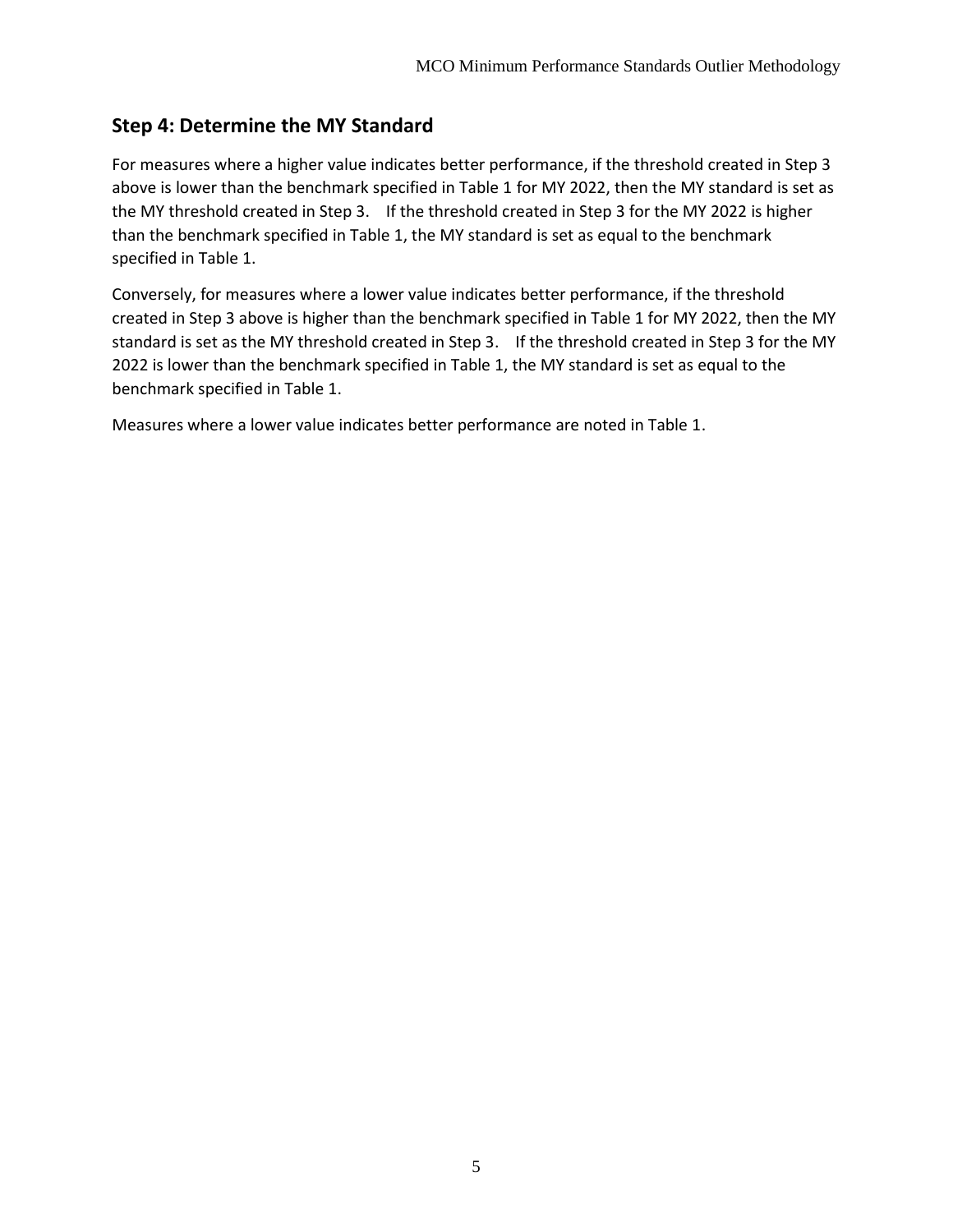## Step 4: Determine the MY Standard

For measures where a higher value indicates better performance, if the threshold created in Step 3 above is lower than the benchmark specified in Table 1 for MY 2022, then the MY standard is set as the MY threshold created in Step 3. If the threshold created in Step 3 for the MY 2022 is higher than the benchmark specified in Table 1, the MY standard is set as equal to the benchmark specified in Table 1.

Conversely, for measures where a lower value indicates better performance, if the threshold created in Step 3 above is higher than the benchmark specified in Table 1 for MY 2022, then the MY standard is set as the MY threshold created in Step 3. If the threshold created in Step 3 for the MY 2022 is lower than the benchmark specified in Table 1, the MY standard is set as equal to the benchmark specified in Table 1.

Measures where a lower value indicates better performance are noted in Table 1.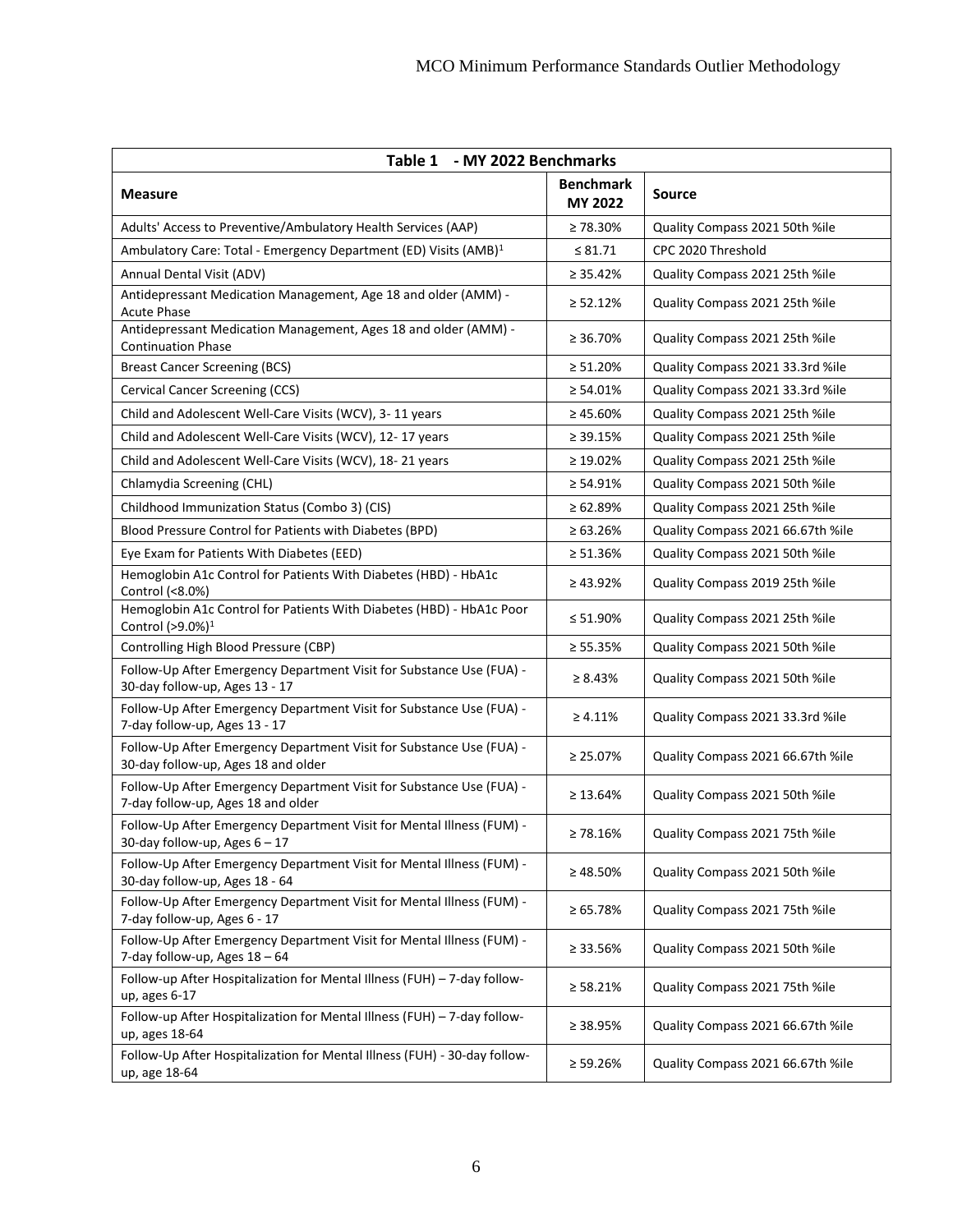| **Table 1 - MY 2022 Benchmarks** | | |
|---|---|---|
| **Measure** | **Benchmark MY 2022** | **Source** |
| Adults' Access to Preventive/Ambulatory Health Services (AAP) | ≥ 78.30% | Quality Compass 2021 50th %ile |
| Ambulatory Care: Total - Emergency Department (ED) Visits (AMB)[1] | ≤ 81.71 | CPC 2020 Threshold |
| Annual Dental Visit (ADV) | ≥ 35.42% | Quality Compass 2021 25th %ile |
| Antidepressant Medication Management, Age 18 and older (AMM) - Acute Phase | ≥ 52.12% | Quality Compass 2021 25th %ile |
| Antidepressant Medication Management, Ages 18 and older (AMM) - Continuation Phase | ≥ 36.70% | Quality Compass 2021 25th %ile |
| Breast Cancer Screening (BCS) | ≥ 51.20% | Quality Compass 2021 33.3rd %ile |
| Cervical Cancer Screening (CCS) | ≥ 54.01% | Quality Compass 2021 33.3rd %ile |
| Child and Adolescent Well-Care Visits (WCV), 3- 11 years | ≥ 45.60% | Quality Compass 2021 25th %ile |
| Child and Adolescent Well-Care Visits (WCV), 12- 17 years | ≥ 39.15% | Quality Compass 2021 25th %ile |
| Child and Adolescent Well-Care Visits (WCV), 18- 21 years | ≥ 19.02% | Quality Compass 2021 25th %ile |
| Chlamydia Screening (CHL) | ≥ 54.91% | Quality Compass 2021 50th %ile |
| Childhood Immunization Status (Combo 3) (CIS) | ≥ 62.89% | Quality Compass 2021 25th %ile |
| Blood Pressure Control for Patients with Diabetes (BPD) | ≥ 63.26% | Quality Compass 2021 66.67th %ile |
| Eye Exam for Patients With Diabetes (EED) | ≥ 51.36% | Quality Compass 2021 50th %ile |
| Hemoglobin A1c Control for Patients With Diabetes (HBD) - HbA1c Control (<8.0%) | ≥ 43.92% | Quality Compass 2019 25th %ile |
| Hemoglobin A1c Control for Patients With Diabetes (HBD) - HbA1c Poor Control (>9.0%)[1] | ≤ 51.90% | Quality Compass 2021 25th %ile |
| Controlling High Blood Pressure (CBP) | ≥ 55.35% | Quality Compass 2021 50th %ile |
| Follow-Up After Emergency Department Visit for Substance Use (FUA) - 30-day follow-up, Ages 13 - 17 | ≥ 8.43% | Quality Compass 2021 50th %ile |
| Follow-Up After Emergency Department Visit for Substance Use (FUA) - 7-day follow-up, Ages 13 - 17 | ≥ 4.11% | Quality Compass 2021 33.3rd %ile |
| Follow-Up After Emergency Department Visit for Substance Use (FUA) - 30-day follow-up, Ages 18 and older | ≥ 25.07% | Quality Compass 2021 66.67th %ile |
| Follow-Up After Emergency Department Visit for Substance Use (FUA) - 7-day follow-up, Ages 18 and older | ≥ 13.64% | Quality Compass 2021 50th %ile |
| Follow-Up After Emergency Department Visit for Mental Illness (FUM) - 30-day follow-up, Ages 6 – 17 | ≥ 78.16% | Quality Compass 2021 75th %ile |
| Follow-Up After Emergency Department Visit for Mental Illness (FUM) - 30-day follow-up, Ages 18 - 64 | ≥ 48.50% | Quality Compass 2021 50th %ile |
| Follow-Up After Emergency Department Visit for Mental Illness (FUM) - 7-day follow-up, Ages 6 - 17 | ≥ 65.78% | Quality Compass 2021 75th %ile |
| Follow-Up After Emergency Department Visit for Mental Illness (FUM) - 7-day follow-up, Ages 18 – 64 | ≥ 33.56% | Quality Compass 2021 50th %ile |
| Follow-up After Hospitalization for Mental Illness (FUH) – 7-day follow-up, ages 6-17 | ≥ 58.21% | Quality Compass 2021 75th %ile |
| Follow-up After Hospitalization for Mental Illness (FUH) – 7-day follow-up, ages 18-64 | ≥ 38.95% | Quality Compass 2021 66.67th %ile |
| Follow-Up After Hospitalization for Mental Illness (FUH) - 30-day follow-up, age 18-64 | ≥ 59.26% | Quality Compass 2021 66.67th %ile |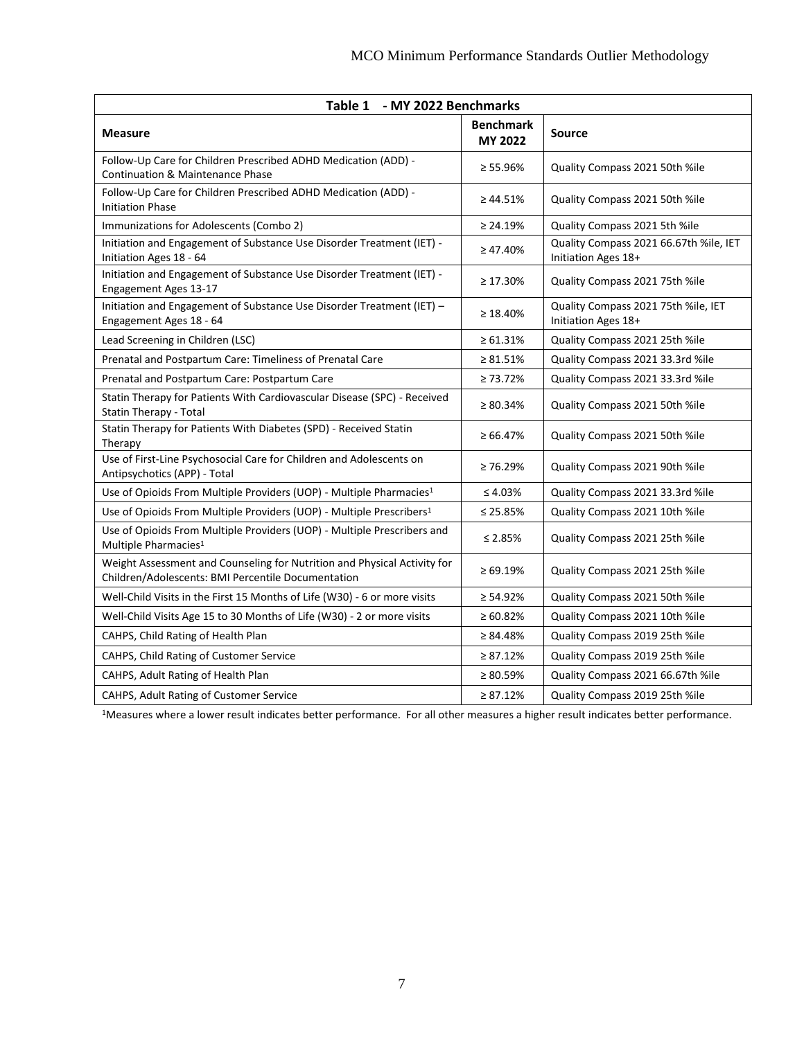| Table 1 - MY 2022 Benchmarks | | |
|---|---|---|
| **Measure** | **Benchmark MY 2022** | **Source** |
| Follow-Up Care for Children Prescribed ADHD Medication (ADD) - Continuation & Maintenance Phase | ≥ 55.96% | Quality Compass 2021 50th %ile |
| Follow-Up Care for Children Prescribed ADHD Medication (ADD) - Initiation Phase | ≥ 44.51% | Quality Compass 2021 50th %ile |
| Immunizations for Adolescents (Combo 2) | ≥ 24.19% | Quality Compass 2021 5th %ile |
| Initiation and Engagement of Substance Use Disorder Treatment (IET) - Initiation Ages 18 - 64 | ≥ 47.40% | Quality Compass 2021 66.67th %ile, IET Initiation Ages 18+ |
| Initiation and Engagement of Substance Use Disorder Treatment (IET) - Engagement Ages 13-17 | ≥ 17.30% | Quality Compass 2021 75th %ile |
| Initiation and Engagement of Substance Use Disorder Treatment (IET) – Engagement Ages 18 - 64 | ≥ 18.40% | Quality Compass 2021 75th %ile, IET Initiation Ages 18+ |
| Lead Screening in Children (LSC) | ≥ 61.31% | Quality Compass 2021 25th %ile |
| Prenatal and Postpartum Care: Timeliness of Prenatal Care | ≥ 81.51% | Quality Compass 2021 33.3rd %ile |
| Prenatal and Postpartum Care: Postpartum Care | ≥ 73.72% | Quality Compass 2021 33.3rd %ile |
| Statin Therapy for Patients With Cardiovascular Disease (SPC) - Received Statin Therapy - Total | ≥ 80.34% | Quality Compass 2021 50th %ile |
| Statin Therapy for Patients With Diabetes (SPD) - Received Statin Therapy | ≥ 66.47% | Quality Compass 2021 50th %ile |
| Use of First-Line Psychosocial Care for Children and Adolescents on Antipsychotics (APP) - Total | ≥ 76.29% | Quality Compass 2021 90th %ile |
| Use of Opioids From Multiple Providers (UOP) - Multiple Pharmacies[1] | ≤ 4.03% | Quality Compass 2021 33.3rd %ile |
| Use of Opioids From Multiple Providers (UOP) - Multiple Prescribers[1] | ≤ 25.85% | Quality Compass 2021 10th %ile |
| Use of Opioids From Multiple Providers (UOP) - Multiple Prescribers and Multiple Pharmacies[1] | ≤ 2.85% | Quality Compass 2021 25th %ile |
| Weight Assessment and Counseling for Nutrition and Physical Activity for Children/Adolescents: BMI Percentile Documentation | ≥ 69.19% | Quality Compass 2021 25th %ile |
| Well-Child Visits in the First 15 Months of Life (W30) - 6 or more visits | ≥ 54.92% | Quality Compass 2021 50th %ile |
| Well-Child Visits Age 15 to 30 Months of Life (W30) - 2 or more visits | ≥ 60.82% | Quality Compass 2021 10th %ile |
| CAHPS, Child Rating of Health Plan | ≥ 84.48% | Quality Compass 2019 25th %ile |
| CAHPS, Child Rating of Customer Service | ≥ 87.12% | Quality Compass 2019 25th %ile |
| CAHPS, Adult Rating of Health Plan | ≥ 80.59% | Quality Compass 2021 66.67th %ile |
| CAHPS, Adult Rating of Customer Service | ≥ 87.12% | Quality Compass 2019 25th %ile |

[1]Measures where a lower result indicates better performance. For all other measures a higher result indicates better performance.